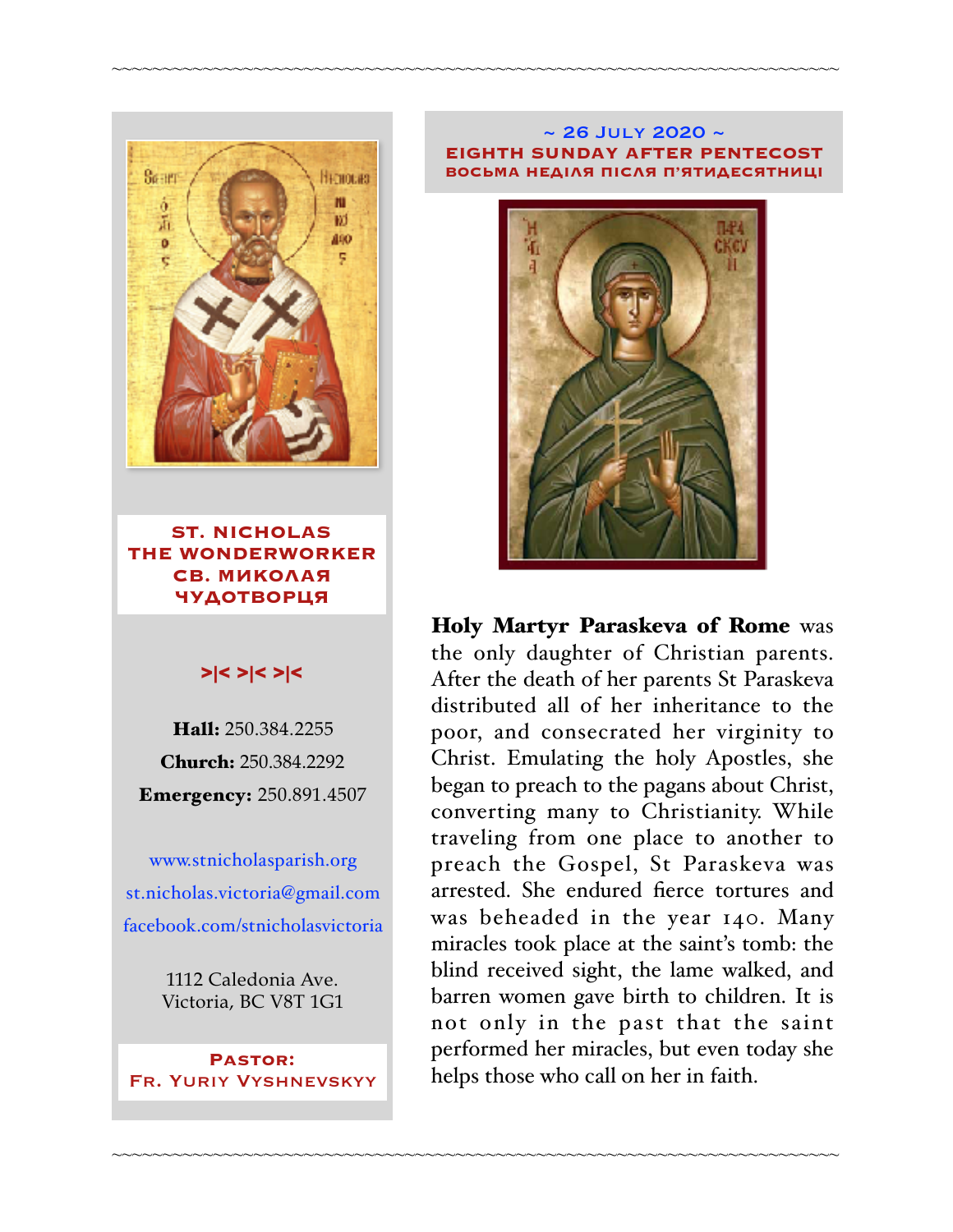**ST. NICHOLAS THE WONDERWORKER**
**СВ. МИКОЛАЯ ЧУДОТВОРЦЯ**

>|< >|< >|<

**Hall:** 250.384.2255

**Church:** 250.384.2292

**Emergency:** 250.891.4507

www.stnicholasparish.org

st.nicholas.victoria@gmail.com

facebook.com/stnicholasvictoria

1112 Caledonia Ave.
Victoria, BC V8T 1G1

**Pastor:**
**Fr. Yuriy Vyshnevskyy**

~ 26 July 2020 ~

## EIGHTH SUNDAY AFTER PENTECOST
## ВОСЬМА НЕДІЛЯ ПІСЛЯ П'ЯТИДЕСЯТНИЦІ

**Holy Martyr Paraskeva of Rome** was the only daughter of Christian parents. After the death of her parents St Paraskeva distributed all of her inheritance to the poor, and consecrated her virginity to Christ. Emulating the holy Apostles, she began to preach to the pagans about Christ, converting many to Christianity. While traveling from one place to another to preach the Gospel, St Paraskeva was arrested. She endured fierce tortures and was beheaded in the year 140. Many miracles took place at the saint's tomb: the blind received sight, the lame walked, and barren women gave birth to children. It is not only in the past that the saint performed her miracles, but even today she helps those who call on her in faith.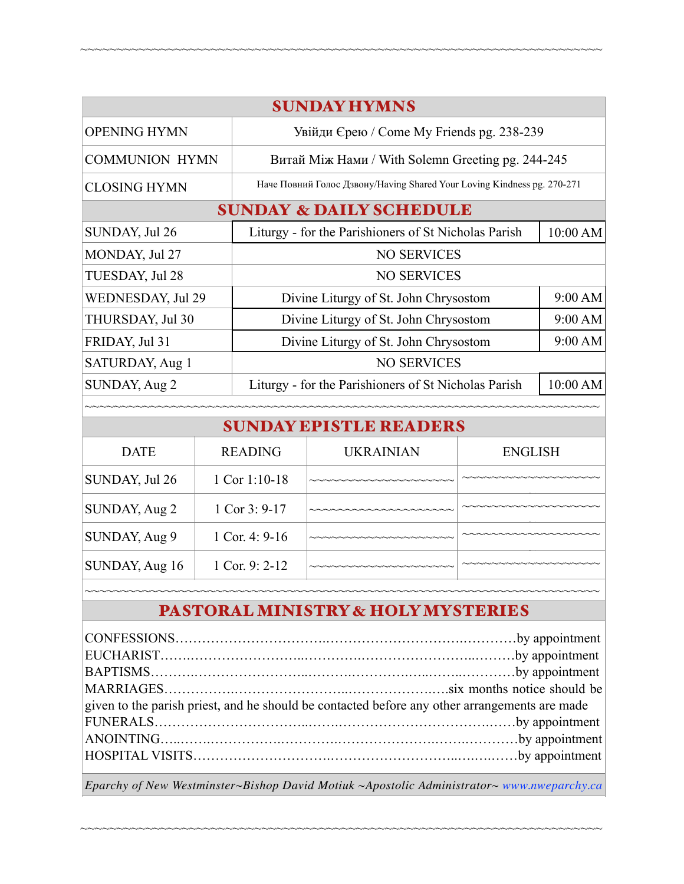## SUNDAY HYMNS

| | |
|---|---|
| OPENING HYMN | Увійди Єрею / Come My Friends pg. 238-239 |
| COMMUNION HYMN | Витай Між Нами / With Solemn Greeting pg. 244-245 |
| CLOSING HYMN | Наче Повний Голос Дзвону/Having Shared Your Loving Kindness pg. 270-271 |

## SUNDAY & DAILY SCHEDULE

| | | |
|---|---|---|
| SUNDAY, Jul 26 | Liturgy - for the Parishioners of St Nicholas Parish | 10:00 AM |
| MONDAY, Jul 27 | NO SERVICES | |
| TUESDAY, Jul 28 | NO SERVICES | |
| WEDNESDAY, Jul 29 | Divine Liturgy of St. John Chrysostom | 9:00 AM |
| THURSDAY, Jul 30 | Divine Liturgy of St. John Chrysostom | 9:00 AM |
| FRIDAY, Jul 31 | Divine Liturgy of St. John Chrysostom | 9:00 AM |
| SATURDAY, Aug 1 | NO SERVICES | |
| SUNDAY, Aug 2 | Liturgy - for the Parishioners of St Nicholas Parish | 10:00 AM |

## SUNDAY EPISTLE READERS

| DATE | READING | UKRAINIAN | ENGLISH |
|---|---|---|---|
| SUNDAY, Jul 26 | 1 Cor 1:10-18 | ~~~~~~~~~~~~~~~~~~~~ | ~~~~~~~~~~~~~~~~~~~~ |
| SUNDAY, Aug 2 | 1 Cor 3: 9-17 | ~~~~~~~~~~~~~~~~~~~~ | ~~~~~~~~~~~~~~~~~~~~ |
| SUNDAY, Aug 9 | 1 Cor. 4: 9-16 | ~~~~~~~~~~~~~~~~~~~~ | ~~~~~~~~~~~~~~~~~~~~ |
| SUNDAY, Aug 16 | 1 Cor. 9: 2-12 | ~~~~~~~~~~~~~~~~~~~~ | ~~~~~~~~~~~~~~~~~~~~ |

## PASTORAL MINISTRY & HOLY MYSTERIES

CONFESSIONS……………………………………………………………………by appointment
EUCHARIST………………………………………………………………………by appointment
BAPTISMS…………………………………………………………………………by appointment
MARRIAGES………………………………………………………………six months notice should be given to the parish priest, and he should be contacted before any other arrangements are made
FUNERALS…………………………………………………………………………by appointment
ANOINTING………………………………………………………………………by appointment
HOSPITAL VISITS………………………………………………………………by appointment

*Eparchy of New Westminster~Bishop David Motiuk ~Apostolic Administrator~ www.nweparchy.ca*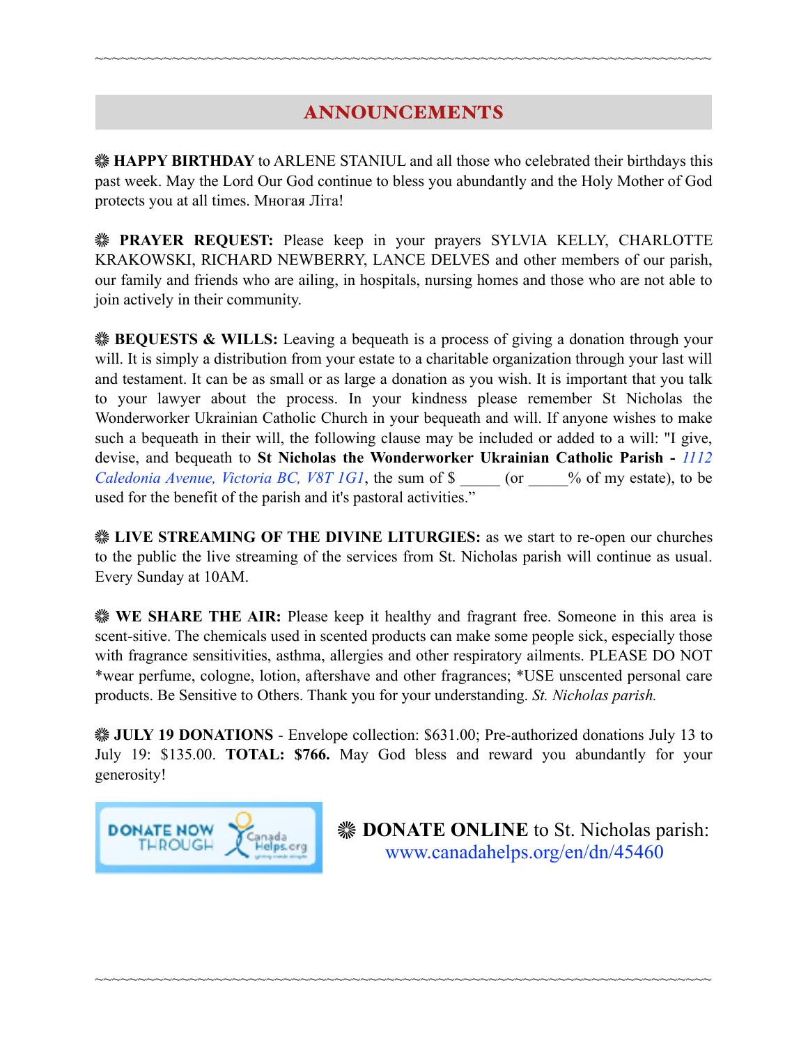~~~~~~~~~~~~~~~~~~~~~~~~~~~~~~~~~~~~~~~~~~~~~~~~~~~~~~~~~~~~~~~~~~~~

## ANNOUNCEMENTS

❋ **HAPPY BIRTHDAY** to ARLENE STANIUL and all those who celebrated their birthdays this past week. May the Lord Our God continue to bless you abundantly and the Holy Mother of God protects you at all times. Многая Літа!

❋ **PRAYER REQUEST:** Please keep in your prayers SYLVIA KELLY, CHARLOTTE KRAKOWSKI, RICHARD NEWBERRY, LANCE DELVES and other members of our parish, our family and friends who are ailing, in hospitals, nursing homes and those who are not able to join actively in their community.

❋ **BEQUESTS & WILLS:** Leaving a bequeath is a process of giving a donation through your will. It is simply a distribution from your estate to a charitable organization through your last will and testament. It can be as small or as large a donation as you wish. It is important that you talk to your lawyer about the process. In your kindness please remember St Nicholas the Wonderworker Ukrainian Catholic Church in your bequeath and will. If anyone wishes to make such a bequeath in their will, the following clause may be included or added to a will: "I give, devise, and bequeath to **St Nicholas the Wonderworker Ukrainian Catholic Parish -** *1112 Caledonia Avenue, Victoria BC, V8T 1G1*, the sum of $ _____ (or _____% of my estate), to be used for the benefit of the parish and it's pastoral activities."

❋ **LIVE STREAMING OF THE DIVINE LITURGIES:** as we start to re-open our churches to the public the live streaming of the services from St. Nicholas parish will continue as usual. Every Sunday at 10AM.

❋ **WE SHARE THE AIR:** Please keep it healthy and fragrant free. Someone in this area is scent-sitive. The chemicals used in scented products can make some people sick, especially those with fragrance sensitivities, asthma, allergies and other respiratory ailments. PLEASE DO NOT *wear perfume, cologne, lotion, aftershave and other fragrances; *USE unscented personal care products. Be Sensitive to Others. Thank you for your understanding. *St. Nicholas parish.*

❋ **JULY 19 DONATIONS** - Envelope collection: $631.00; Pre-authorized donations July 13 to July 19: $135.00. **TOTAL: $766.** May God bless and reward you abundantly for your generosity!

DONATE NOW THROUGH CanadaHelps.org

❋ **DONATE ONLINE** to St. Nicholas parish: www.canadahelps.org/en/dn/45460

~~~~~~~~~~~~~~~~~~~~~~~~~~~~~~~~~~~~~~~~~~~~~~~~~~~~~~~~~~~~~~~~~~~~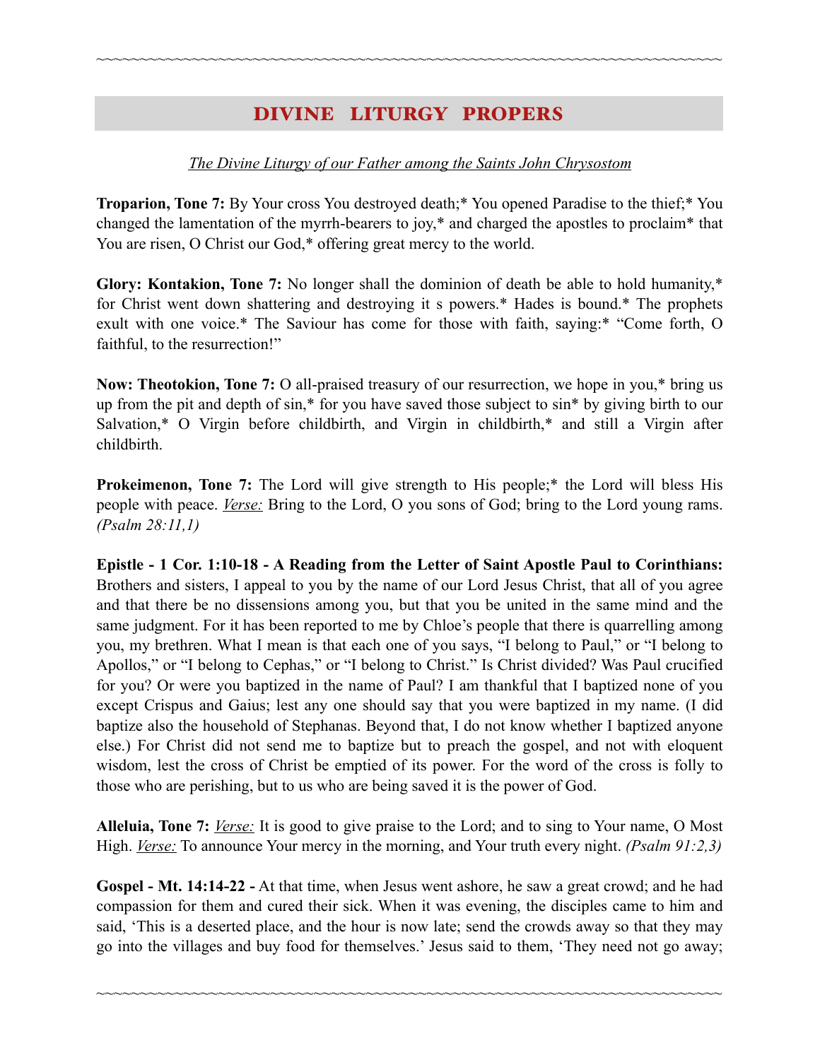## DIVINE LITURGY PROPERS

*The Divine Liturgy of our Father among the Saints John Chrysostom*

**Troparion, Tone 7:** By Your cross You destroyed death;* You opened Paradise to the thief;* You changed the lamentation of the myrrh-bearers to joy,* and charged the apostles to proclaim* that You are risen, O Christ our God,* offering great mercy to the world.

**Glory: Kontakion, Tone 7:** No longer shall the dominion of death be able to hold humanity,* for Christ went down shattering and destroying it s powers.* Hades is bound.* The prophets exult with one voice.* The Saviour has come for those with faith, saying:* "Come forth, O faithful, to the resurrection!"

**Now: Theotokion, Tone 7:** O all-praised treasury of our resurrection, we hope in you,* bring us up from the pit and depth of sin,* for you have saved those subject to sin* by giving birth to our Salvation,* O Virgin before childbirth, and Virgin in childbirth,* and still a Virgin after childbirth.

**Prokeimenon, Tone 7:** The Lord will give strength to His people;* the Lord will bless His people with peace. *Verse:* Bring to the Lord, O you sons of God; bring to the Lord young rams. *(Psalm 28:11,1)*

**Epistle - 1 Cor. 1:10-18 - A Reading from the Letter of Saint Apostle Paul to Corinthians:** Brothers and sisters, I appeal to you by the name of our Lord Jesus Christ, that all of you agree and that there be no dissensions among you, but that you be united in the same mind and the same judgment. For it has been reported to me by Chloe's people that there is quarrelling among you, my brethren. What I mean is that each one of you says, "I belong to Paul," or "I belong to Apollos," or "I belong to Cephas," or "I belong to Christ." Is Christ divided? Was Paul crucified for you? Or were you baptized in the name of Paul? I am thankful that I baptized none of you except Crispus and Gaius; lest any one should say that you were baptized in my name. (I did baptize also the household of Stephanas. Beyond that, I do not know whether I baptized anyone else.) For Christ did not send me to baptize but to preach the gospel, and not with eloquent wisdom, lest the cross of Christ be emptied of its power. For the word of the cross is folly to those who are perishing, but to us who are being saved it is the power of God.

**Alleluia, Tone 7:** *Verse:* It is good to give praise to the Lord; and to sing to Your name, O Most High. *Verse:* To announce Your mercy in the morning, and Your truth every night. *(Psalm 91:2,3)*

**Gospel - Mt. 14:14-22 -** At that time, when Jesus went ashore, he saw a great crowd; and he had compassion for them and cured their sick. When it was evening, the disciples came to him and said, 'This is a deserted place, and the hour is now late; send the crowds away so that they may go into the villages and buy food for themselves.' Jesus said to them, 'They need not go away;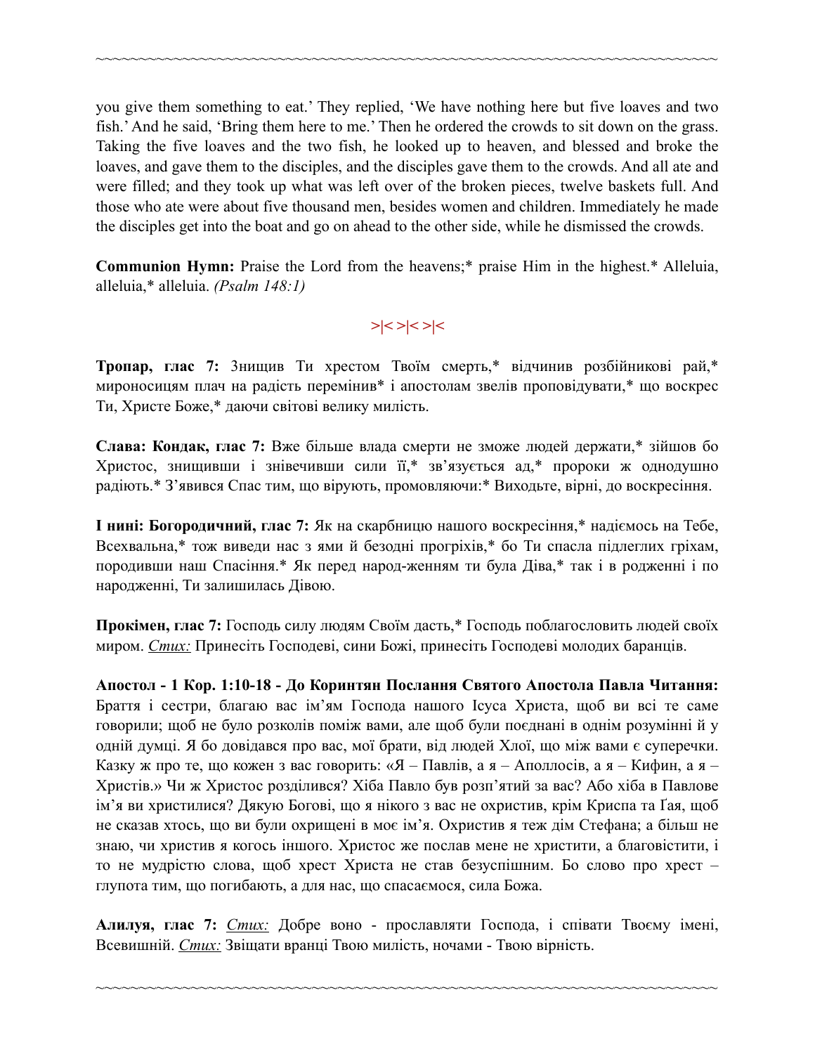you give them something to eat.' They replied, 'We have nothing here but five loaves and two fish.' And he said, 'Bring them here to me.' Then he ordered the crowds to sit down on the grass. Taking the five loaves and the two fish, he looked up to heaven, and blessed and broke the loaves, and gave them to the disciples, and the disciples gave them to the crowds. And all ate and were filled; and they took up what was left over of the broken pieces, twelve baskets full. And those who ate were about five thousand men, besides women and children. Immediately he made the disciples get into the boat and go on ahead to the other side, while he dismissed the crowds.

**Communion Hymn:** Praise the Lord from the heavens;* praise Him in the highest.* Alleluia, alleluia,* alleluia. *(Psalm 148:1)*

>|< >|< >|<

**Тропар, глас 7:** Знищив Ти хрестом Твоїм смерть,* відчинив розбійникові рай,* мироносицям плач на радість перемінив* і апостолам звелів проповідувати,* що воскрес Ти, Христе Боже,* даючи світові велику милість.

**Слава: Кондак, глас 7:** Вже більше влада смерти не зможе людей держати,* зійшов бо Христос, знищивши і знівечивши сили її,* зв'язується ад,* пророки ж однодушно радіють.* З'явився Спас тим, що вірують, промовляючи:* Виходьте, вірні, до воскресіння.

**І нині: Богородичний, глас 7:** Як на скарбницю нашого воскресіння,* надіємось на Тебе, Всехвальна,* тож виведи нас з ями й безодні прогріхів,* бо Ти спасла підлеглих гріхам, породивши наш Спасіння.* Як перед народ-женням ти була Діва,* так і в родженні і по народженні, Ти залишилась Дівою.

**Прокімен, глас 7:** Господь силу людям Своїм дасть,* Господь поблагословить людей своїх миром. *Стих:* Принесіть Господеві, сини Божі, принесіть Господеві молодих баранців.

**Апостол - 1 Кор. 1:10-18 - До Коринтян Послання Святого Апостола Павла Читання:** Браття і сестри, благаю вас ім'ям Господа нашого Ісуса Христа, щоб ви всі те саме говорили; щоб не було розколів поміж вами, але щоб були поєднані в однім розумінні й у одній думці. Я бо довідався про вас, мої брати, від людей Хлої, що між вами є суперечки. Кажу ж про те, що кожен з вас говорить: «Я – Павлів, а я – Аполлосів, а я – Кифин, а я – Христів.» Чи ж Христос розділився? Хіба Павло був розп'ятий за вас? Або хіба в Павлове ім'я ви христилися? Дякую Богові, що я нікого з вас не охристив, крім Криспа та Ґая, щоб не сказав хтось, що ви були охрищені в моє ім'я. Охристив я теж дім Стефана; а більш не знаю, чи христив я когось іншого. Христос же послав мене не христити, а благовістити, і то не мудрістю слова, щоб хрест Христа не став безуспішним. Бо слово про хрест – глупота тим, що погибають, а для нас, що спасаємося, сила Божа.

**Алилуя, глас 7:** *Стих:* Добре воно - прославляти Господа, і співати Твоєму імені, Всевишній. *Стих:* Звіщати вранці Твою милість, ночами - Твою вірність.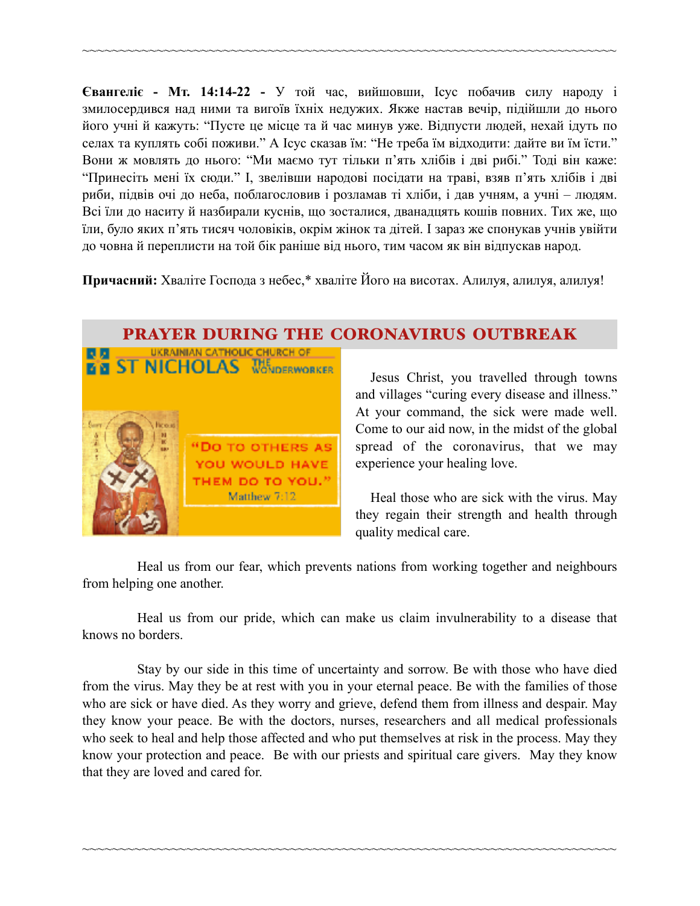~~~~~~~~~~~~~~~~~~~~~~~~~~~~~~~~~~~~~~~~~~~~~~~~~~~~~~~~~~~~~~~~

**Євангеліє - Мт. 14:14-22 -** У той час, вийшовши, Ісус побачив силу народу і змилосердився над ними та вигоїв їхніх недужих. Якже настав вечір, підійшли до нього його учні й кажуть: "Пусте це місце та й час минув уже. Відпусти людей, нехай ідуть по селах та куплять собі поживи." А Ісус сказав їм: "Не треба їм відходити: дайте ви їм їсти." Вони ж мовлять до нього: "Ми маємо тут тільки п'ять хлібів і дві рибі." Тоді він каже: "Принесіть мені їх сюди." І, звелівши народові посідати на траві, взяв п'ять хлібів і дві риби, підвів очі до неба, поблагословив і розламав ті хліби, і дав учням, а учні – людям. Всі їли до наситу й назбирали куснів, що зостались, дванадцять кошів повних. Тих же, що їли, було яких п'ять тисяч чоловіків, окрім жінок та дітей. І зараз же спонукав учнів увійти до човна й переплисти на той бік раніше від нього, тим часом як він відпускав народ.

**Причасний:** Хваліте Господа з небес,* хваліте Його на висотах. Алилуя, алилуя, алилуя!

## PRAYER DURING THE CORONAVIRUS OUTBREAK

UKRAINIAN CATHOLIC CHURCH OF ST NICHOLAS THE WONDERWORKER

"Do to others as you would have them do to you." Matthew 7:12

Jesus Christ, you travelled through towns and villages "curing every disease and illness." At your command, the sick were made well. Come to our aid now, in the midst of the global spread of the coronavirus, that we may experience your healing love.

Heal those who are sick with the virus. May they regain their strength and health through quality medical care.

Heal us from our fear, which prevents nations from working together and neighbours from helping one another.

Heal us from our pride, which can make us claim invulnerability to a disease that knows no borders.

Stay by our side in this time of uncertainty and sorrow. Be with those who have died from the virus. May they be at rest with you in your eternal peace. Be with the families of those who are sick or have died. As they worry and grieve, defend them from illness and despair. May they know your peace. Be with the doctors, nurses, researchers and all medical professionals who seek to heal and help those affected and who put themselves at risk in the process. May they know your protection and peace. Be with our priests and spiritual care givers. May they know that they are loved and cared for.

~~~~~~~~~~~~~~~~~~~~~~~~~~~~~~~~~~~~~~~~~~~~~~~~~~~~~~~~~~~~~~~~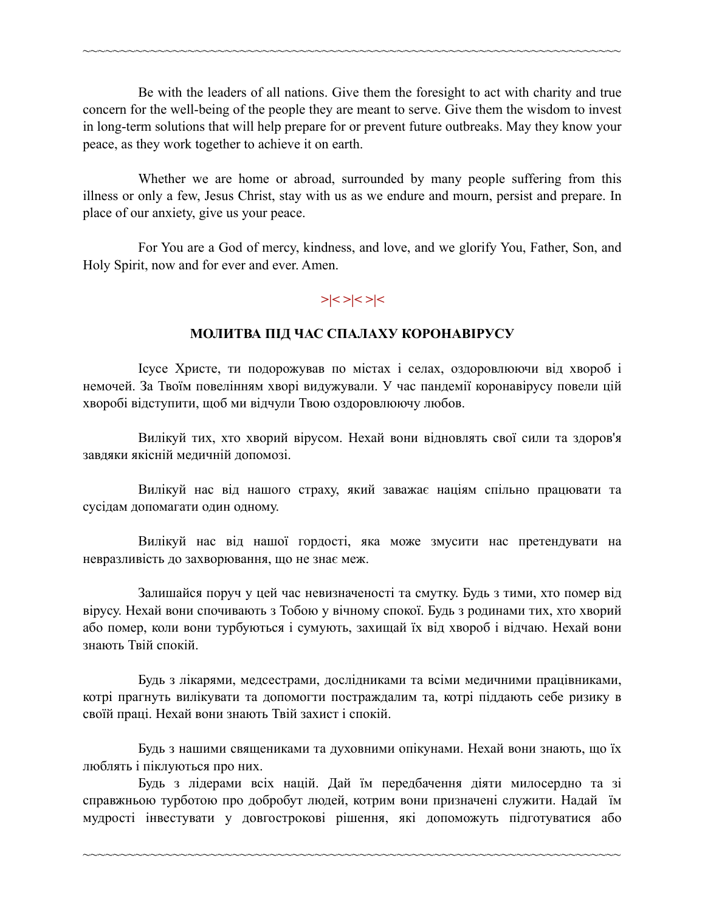Be with the leaders of all nations. Give them the foresight to act with charity and true concern for the well-being of the people they are meant to serve. Give them the wisdom to invest in long-term solutions that will help prepare for or prevent future outbreaks. May they know your peace, as they work together to achieve it on earth.

Whether we are home or abroad, surrounded by many people suffering from this illness or only a few, Jesus Christ, stay with us as we endure and mourn, persist and prepare. In place of our anxiety, give us your peace.

For You are a God of mercy, kindness, and love, and we glorify You, Father, Son, and Holy Spirit, now and for ever and ever. Amen.

>|< >|< >|<

## МОЛИТВА ПІД ЧАС СПАЛАХУ КОРОНАВІРУСУ

Ісусе Христе, ти подорожував по містах і селах, оздоровлюючи від хвороб і немочей. За Твоїм повелінням хворі видужували. У час пандемії коронавірусу повели цій хворобі відступити, щоб ми відчули Твою оздоровлюючу любов.

Вилікуй тих, хто хворий вірусом. Нехай вони відновлять свої сили та здоров'я завдяки якісній медичній допомозі.

Вилікуй нас від нашого страху, який заважає націям спільно працювати та сусідам допомагати один одному.

Вилікуй нас від нашої гордості, яка може змусити нас претендувати на невразливість до захворювання, що не знає меж.

Залишайся поруч у цей час невизначеності та смутку. Будь з тими, хто помер від вірусу. Нехай вони спочивають з Тобою у вічному спокої. Будь з родинами тих, хто хворий або помер, коли вони турбуються і сумують, захищай їх від хвороб і відчаю. Нехай вони знають Твій спокій.

Будь з лікарями, медсестрами, дослідниками та всіми медичними працівниками, котрі прагнуть вилікувати та допомогти постраждалим та, котрі піддають себе ризику в своїй праці. Нехай вони знають Твій захист і спокій.

Будь з нашими священиками та духовними опікунами. Нехай вони знають, що їх люблять і піклуються про них.

Будь з лідерами всіх націй. Дай їм передбачення діяти милосердно та зі справжньою турботою про добробут людей, котрим вони призначені служити. Надай їм мудрості інвестувати у довгострокові рішення, які допоможуть підготуватися або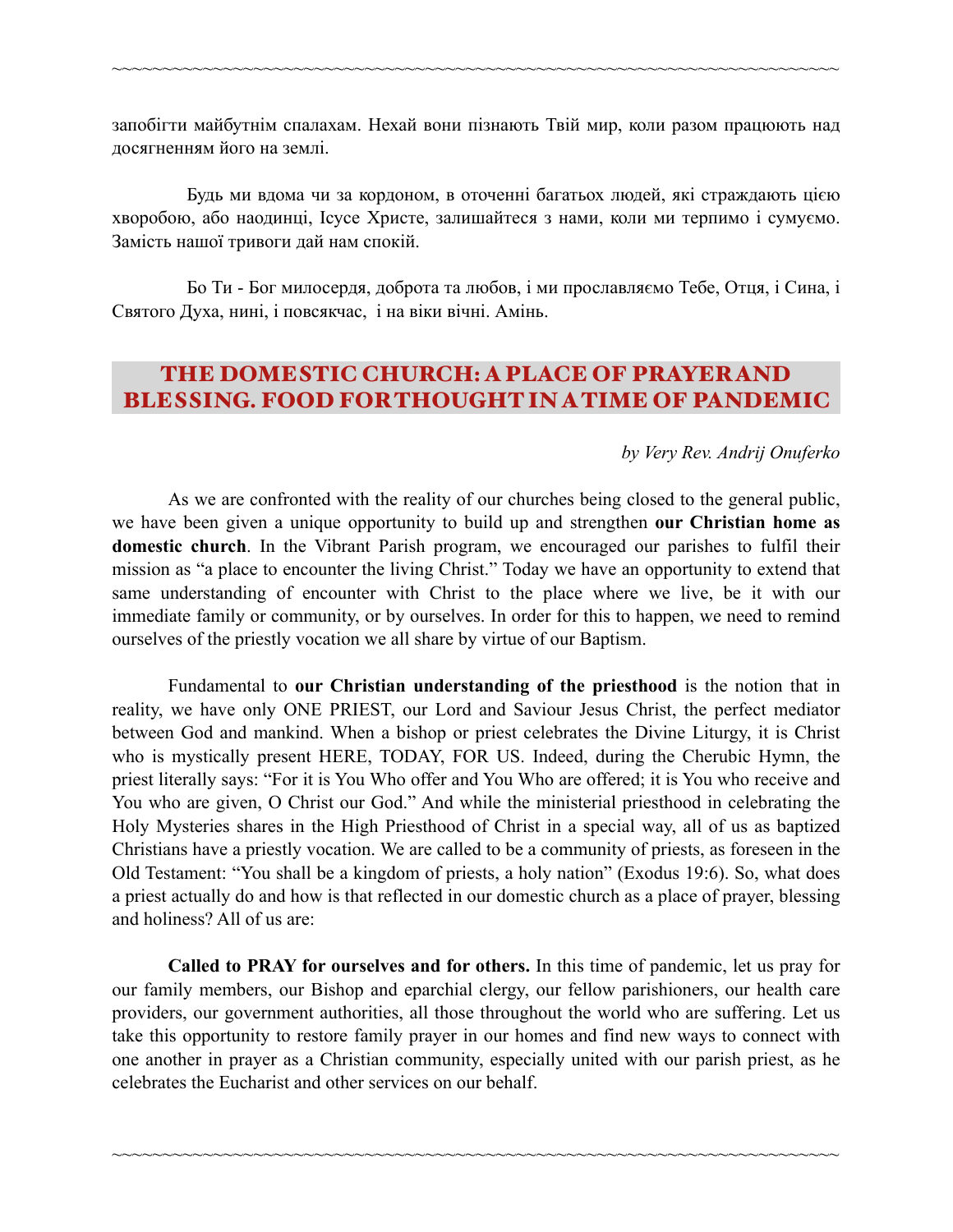запобігти майбутнім спалахам. Нехай вони пізнають Твій мир, коли разом працюють над досягненням його на землі.

Будь ми вдома чи за кордоном, в оточенні багатьох людей, які страждають цією хворобою, або наодинці, Ісусе Христе, залишайтеся з нами, коли ми терпимо і сумуємо. Замість нашої тривоги дай нам спокій.

Бо Ти - Бог милосердя, доброта та любов, і ми прославляємо Тебе, Отця, і Сина, і Святого Духа, нині, і повсякчас, і на віки вічні. Амінь.

## THE DOMESTIC CHURCH: A PLACE OF PRAYER AND BLESSING. FOOD FOR THOUGHT IN A TIME OF PANDEMIC

*by Very Rev. Andrij Onuferko*

As we are confronted with the reality of our churches being closed to the general public, we have been given a unique opportunity to build up and strengthen **our Christian home as domestic church**. In the Vibrant Parish program, we encouraged our parishes to fulfil their mission as "a place to encounter the living Christ." Today we have an opportunity to extend that same understanding of encounter with Christ to the place where we live, be it with our immediate family or community, or by ourselves. In order for this to happen, we need to remind ourselves of the priestly vocation we all share by virtue of our Baptism.

Fundamental to **our Christian understanding of the priesthood** is the notion that in reality, we have only ONE PRIEST, our Lord and Saviour Jesus Christ, the perfect mediator between God and mankind. When a bishop or priest celebrates the Divine Liturgy, it is Christ who is mystically present HERE, TODAY, FOR US. Indeed, during the Cherubic Hymn, the priest literally says: "For it is You Who offer and You Who are offered; it is You who receive and You who are given, O Christ our God." And while the ministerial priesthood in celebrating the Holy Mysteries shares in the High Priesthood of Christ in a special way, all of us as baptized Christians have a priestly vocation. We are called to be a community of priests, as foreseen in the Old Testament: "You shall be a kingdom of priests, a holy nation" (Exodus 19:6). So, what does a priest actually do and how is that reflected in our domestic church as a place of prayer, blessing and holiness? All of us are:

**Called to PRAY for ourselves and for others.** In this time of pandemic, let us pray for our family members, our Bishop and eparchial clergy, our fellow parishioners, our health care providers, our government authorities, all those throughout the world who are suffering. Let us take this opportunity to restore family prayer in our homes and find new ways to connect with one another in prayer as a Christian community, especially united with our parish priest, as he celebrates the Eucharist and other services on our behalf.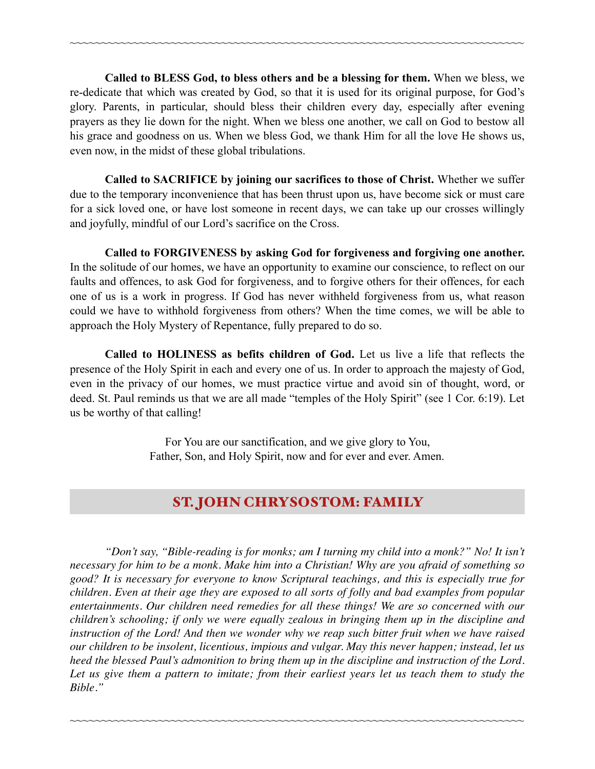~~~~~~~~~~~~~~~~~~~~~~~~~~~~~~~~~~~~~~~~~~~~~~~~~~~~~~~~~~~~~~~~~~~~~~~~

**Called to BLESS God, to bless others and be a blessing for them.** When we bless, we re-dedicate that which was created by God, so that it is used for its original purpose, for God's glory. Parents, in particular, should bless their children every day, especially after evening prayers as they lie down for the night. When we bless one another, we call on God to bestow all his grace and goodness on us. When we bless God, we thank Him for all the love He shows us, even now, in the midst of these global tribulations.

**Called to SACRIFICE by joining our sacrifices to those of Christ.** Whether we suffer due to the temporary inconvenience that has been thrust upon us, have become sick or must care for a sick loved one, or have lost someone in recent days, we can take up our crosses willingly and joyfully, mindful of our Lord's sacrifice on the Cross.

**Called to FORGIVENESS by asking God for forgiveness and forgiving one another.** In the solitude of our homes, we have an opportunity to examine our conscience, to reflect on our faults and offences, to ask God for forgiveness, and to forgive others for their offences, for each one of us is a work in progress. If God has never withheld forgiveness from us, what reason could we have to withhold forgiveness from others? When the time comes, we will be able to approach the Holy Mystery of Repentance, fully prepared to do so.

**Called to HOLINESS as befits children of God.** Let us live a life that reflects the presence of the Holy Spirit in each and every one of us. In order to approach the majesty of God, even in the privacy of our homes, we must practice virtue and avoid sin of thought, word, or deed. St. Paul reminds us that we are all made "temples of the Holy Spirit" (see 1 Cor. 6:19). Let us be worthy of that calling!

For You are our sanctification, and we give glory to You,
Father, Son, and Holy Spirit, now and for ever and ever. Amen.

## ST. JOHN CHRYSOSTOM: FAMILY

*"Don't say, "Bible-reading is for monks; am I turning my child into a monk?" No! It isn't necessary for him to be a monk. Make him into a Christian! Why are you afraid of something so good? It is necessary for everyone to know Scriptural teachings, and this is especially true for children. Even at their age they are exposed to all sorts of folly and bad examples from popular entertainments. Our children need remedies for all these things! We are so concerned with our children's schooling; if only we were equally zealous in bringing them up in the discipline and instruction of the Lord! And then we wonder why we reap such bitter fruit when we have raised our children to be insolent, licentious, impious and vulgar. May this never happen; instead, let us heed the blessed Paul's admonition to bring them up in the discipline and instruction of the Lord. Let us give them a pattern to imitate; from their earliest years let us teach them to study the Bible."*

~~~~~~~~~~~~~~~~~~~~~~~~~~~~~~~~~~~~~~~~~~~~~~~~~~~~~~~~~~~~~~~~~~~~~~~~